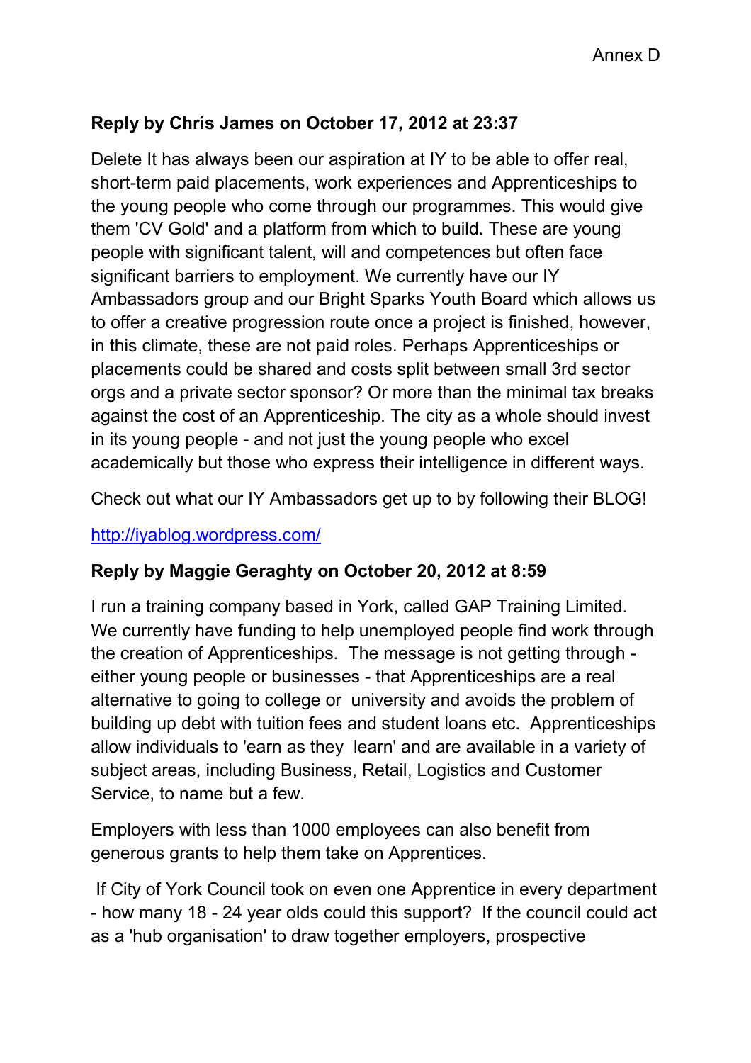Annex D

**Reply by Chris James on October 17, 2012 at 23:37**

Delete It has always been our aspiration at IY to be able to offer real, short-term paid placements, work experiences and Apprenticeships to the young people who come through our programmes. This would give them 'CV Gold' and a platform from which to build. These are young people with significant talent, will and competences but often face significant barriers to employment. We currently have our IY Ambassadors group and our Bright Sparks Youth Board which allows us to offer a creative progression route once a project is finished, however, in this climate, these are not paid roles. Perhaps Apprenticeships or placements could be shared and costs split between small 3rd sector orgs and a private sector sponsor? Or more than the minimal tax breaks against the cost of an Apprenticeship. The city as a whole should invest in its young people - and not just the young people who excel academically but those who express their intelligence in different ways.

Check out what our IY Ambassadors get up to by following their BLOG!

http://iyablog.wordpress.com/

**Reply by Maggie Geraghty on October 20, 2012 at 8:59**

I run a training company based in York, called GAP Training Limited. We currently have funding to help unemployed people find work through the creation of Apprenticeships. The message is not getting through - either young people or businesses - that Apprenticeships are a real alternative to going to college or university and avoids the problem of building up debt with tuition fees and student loans etc. Apprenticeships allow individuals to 'earn as they learn' and are available in a variety of subject areas, including Business, Retail, Logistics and Customer Service, to name but a few.

Employers with less than 1000 employees can also benefit from generous grants to help them take on Apprentices.

If City of York Council took on even one Apprentice in every department - how many 18 - 24 year olds could this support? If the council could act as a 'hub organisation' to draw together employers, prospective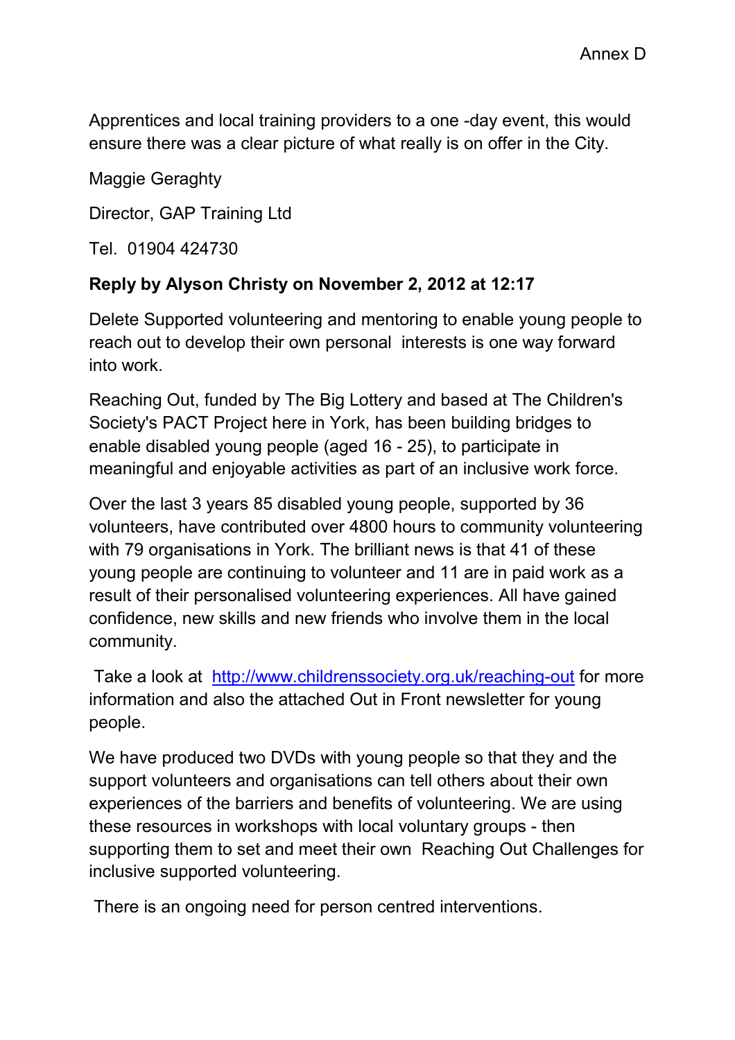Apprentices and local training providers to a one -day event, this would ensure there was a clear picture of what really is on offer in the City.

Maggie Geraghty

Director, GAP Training Ltd

Tel. 01904 424730

**Reply by Alyson Christy on November 2, 2012 at 12:17**

Delete Supported volunteering and mentoring to enable young people to reach out to develop their own personal interests is one way forward into work.

Reaching Out, funded by The Big Lottery and based at The Children's Society's PACT Project here in York, has been building bridges to enable disabled young people (aged 16 - 25), to participate in meaningful and enjoyable activities as part of an inclusive work force.

Over the last 3 years 85 disabled young people, supported by 36 volunteers, have contributed over 4800 hours to community volunteering with 79 organisations in York. The brilliant news is that 41 of these young people are continuing to volunteer and 11 are in paid work as a result of their personalised volunteering experiences. All have gained confidence, new skills and new friends who involve them in the local community.

Take a look at [http://www.childrenssociety.org.uk/reaching-out](http://www.childrenssociety.org.uk/reaching-out) for more information and also the attached Out in Front newsletter for young people.

We have produced two DVDs with young people so that they and the support volunteers and organisations can tell others about their own experiences of the barriers and benefits of volunteering. We are using these resources in workshops with local voluntary groups - then supporting them to set and meet their own Reaching Out Challenges for inclusive supported volunteering.

There is an ongoing need for person centred interventions.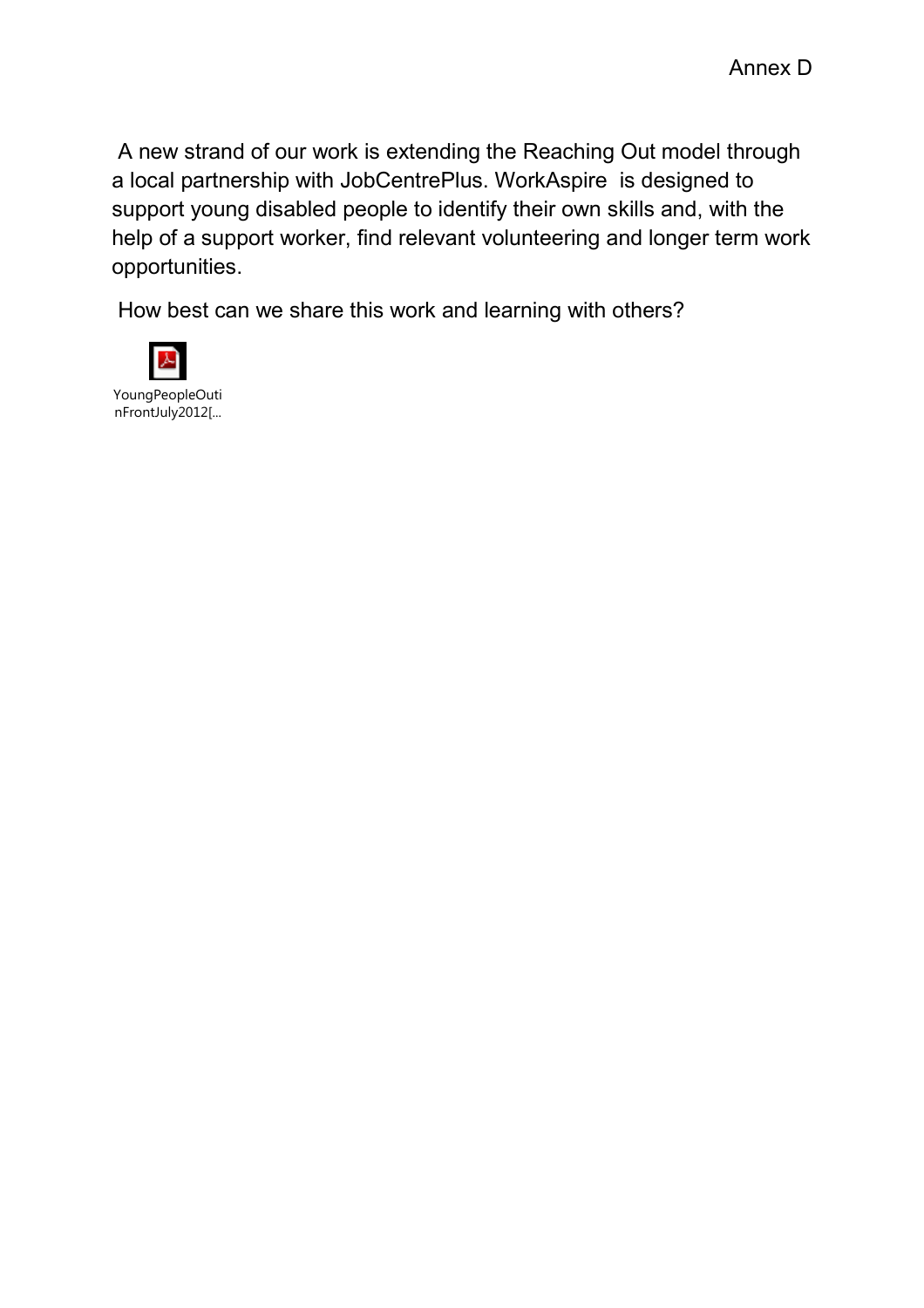Annex D

A new strand of our work is extending the Reaching Out model through a local partnership with JobCentrePlus. WorkAspire is designed to support young disabled people to identify their own skills and, with the help of a support worker, find relevant volunteering and longer term work opportunities.

How best can we share this work and learning with others?

YoungPeopleOutinFrontJuly2012[...